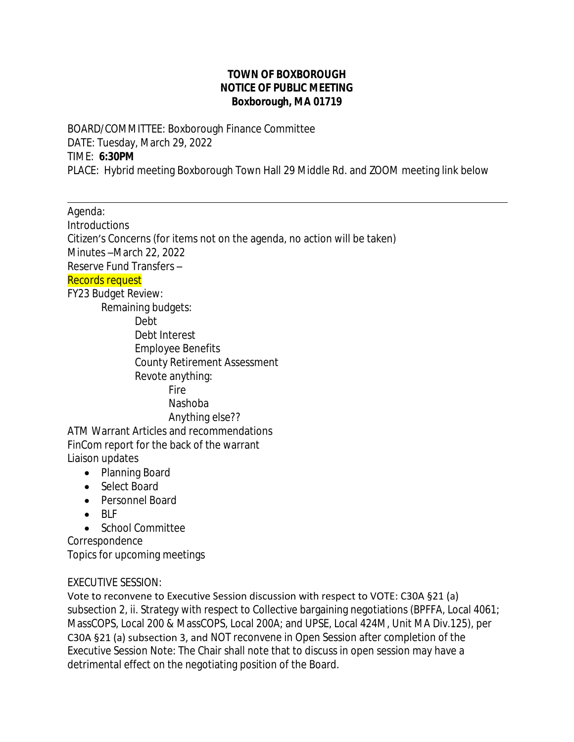**TOWN OF BOXBOROUGH**
**NOTICE OF PUBLIC MEETING**
**Boxborough, MA 01719**

BOARD/COMMITTEE: Boxborough Finance Committee
DATE: Tuesday, March 29, 2022
TIME: **6:30PM**
PLACE: Hybrid meeting Boxborough Town Hall 29 Middle Rd. and ZOOM meeting link below

---

Agenda:
Introductions
Citizen's Concerns (for items not on the agenda, no action will be taken)
Minutes –March 22, 2022
Reserve Fund Transfers –
Records request
FY23 Budget Review:
- Remaining budgets:
  - Debt
  - Debt Interest
  - Employee Benefits
  - County Retirement Assessment
  - Revote anything:
    - Fire
    - Nashoba
    - Anything else??

ATM Warrant Articles and recommendations
FinCom report for the back of the warrant
Liaison updates

- Planning Board
- Select Board
- Personnel Board
- BLF
- School Committee

Correspondence
Topics for upcoming meetings

EXECUTIVE SESSION:
Vote to reconvene to Executive Session discussion with respect to VOTE: C30A §21 (a) subsection 2, ii. Strategy with respect to Collective bargaining negotiations (BPFFA, Local 4061; MassCOPS, Local 200 & MassCOPS, Local 200A; and UPSE, Local 424M, Unit MA Div.125), per C30A §21 (a) subsection 3, and NOT reconvene in Open Session after completion of the Executive Session Note: The Chair shall note that to discuss in open session may have a detrimental effect on the negotiating position of the Board.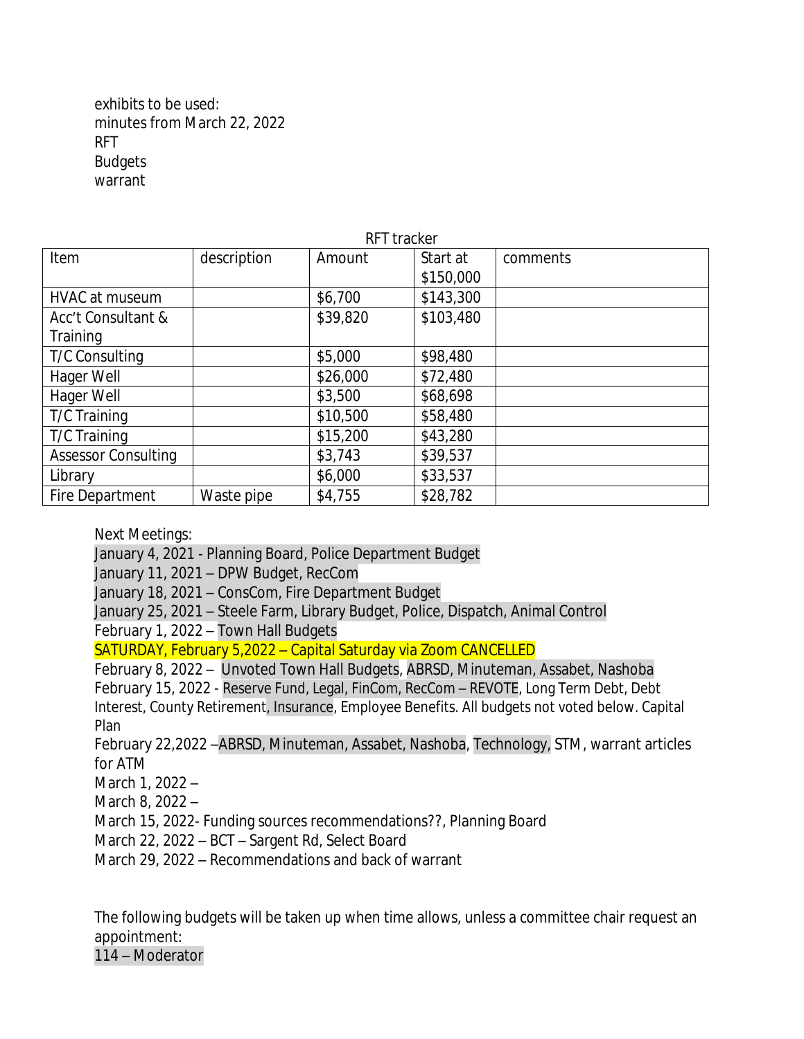exhibits to be used:
minutes from March 22, 2022
RFT
Budgets
warrant

RFT tracker

| Item | description | Amount | Start at $150,000 | comments |
|---|---|---|---|---|
| HVAC at museum | | $6,700 | $143,300 | |
| Acc't Consultant & Training | | $39,820 | $103,480 | |
| T/C Consulting | | $5,000 | $98,480 | |
| Hager Well | | $26,000 | $72,480 | |
| Hager Well | | $3,500 | $68,698 | |
| T/C Training | | $10,500 | $58,480 | |
| T/C Training | | $15,200 | $43,280 | |
| Assessor Consulting | | $3,743 | $39,537 | |
| Library | | $6,000 | $33,537 | |
| Fire Department | Waste pipe | $4,755 | $28,782 | |

Next Meetings:
January 4, 2021 - Planning Board, Police Department Budget
January 11, 2021 – DPW Budget, RecCom
January 18, 2021 – ConsCom, Fire Department Budget
January 25, 2021 – Steele Farm, Library Budget, Police, Dispatch, Animal Control
February 1, 2022 – Town Hall Budgets
SATURDAY, February 5,2022 – Capital Saturday via Zoom CANCELLED
February 8, 2022 – Unvoted Town Hall Budgets, ABRSD, Minuteman, Assabet, Nashoba
February 15, 2022 - Reserve Fund, Legal, FinCom, RecCom – REVOTE, Long Term Debt, Debt Interest, County Retirement, Insurance, Employee Benefits. All budgets not voted below. Capital Plan
February 22,2022 –ABRSD, Minuteman, Assabet, Nashoba, Technology, STM, warrant articles for ATM
March 1, 2022 –
March 8, 2022 –
March 15, 2022- Funding sources recommendations??, Planning Board
March 22, 2022 – BCT – Sargent Rd, Select Board
March 29, 2022 – Recommendations and back of warrant

The following budgets will be taken up when time allows, unless a committee chair request an appointment:
114 – Moderator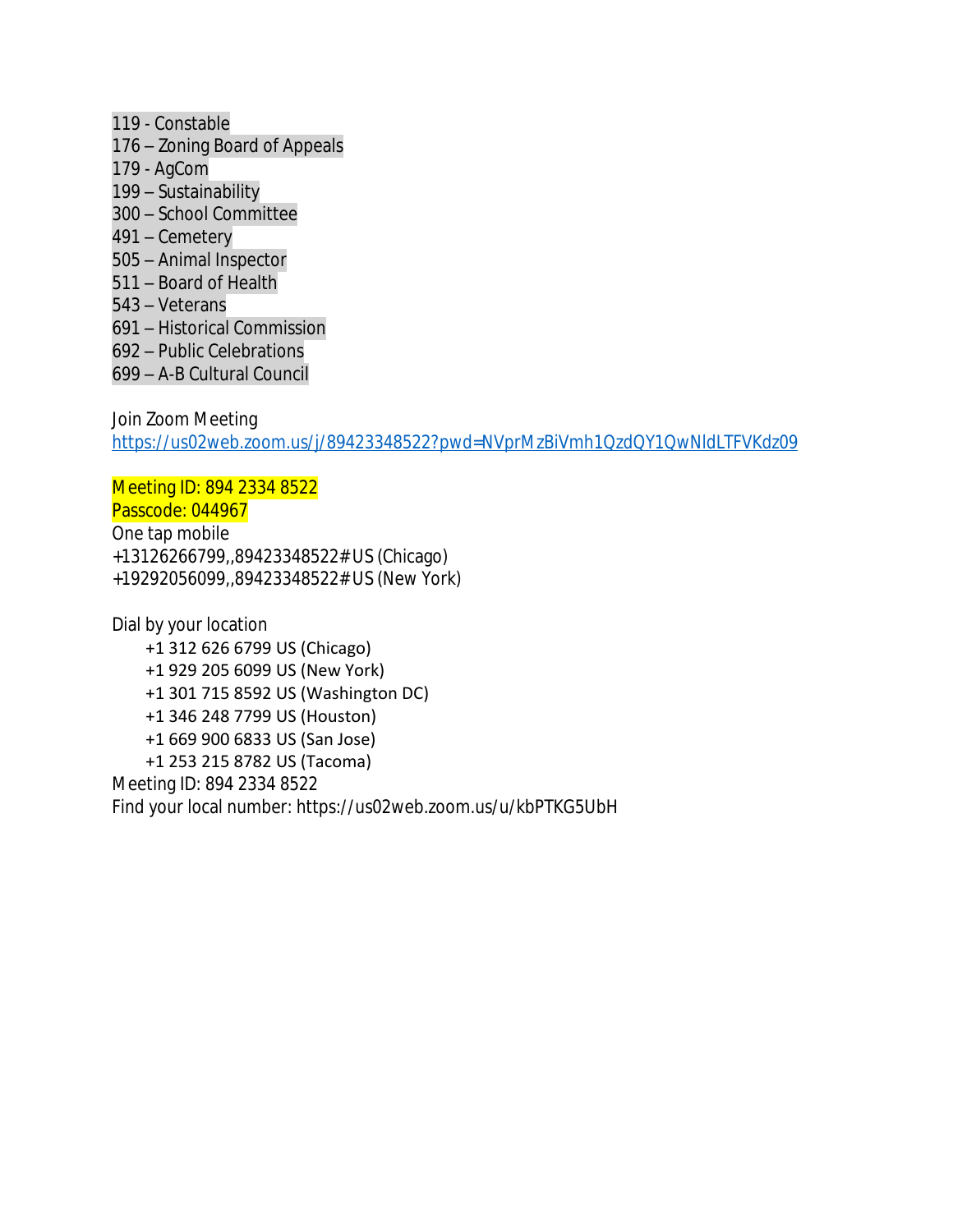119 - Constable
176 – Zoning Board of Appeals
179 - AgCom
199 – Sustainability
300 – School Committee
491 – Cemetery
505 – Animal Inspector
511 – Board of Health
543 – Veterans
691 – Historical Commission
692 – Public Celebrations
699 – A-B Cultural Council

Join Zoom Meeting
https://us02web.zoom.us/j/89423348522?pwd=NVprMzBiVmh1QzdQY1QwNldLTFVKdz09

Meeting ID: 894 2334 8522
Passcode: 044967
One tap mobile
+13126266799,,89423348522# US (Chicago)
+19292056099,,89423348522# US (New York)

Dial by your location
+1 312 626 6799 US (Chicago)
+1 929 205 6099 US (New York)
+1 301 715 8592 US (Washington DC)
+1 346 248 7799 US (Houston)
+1 669 900 6833 US (San Jose)
+1 253 215 8782 US (Tacoma)
Meeting ID: 894 2334 8522
Find your local number: https://us02web.zoom.us/u/kbPTKG5UbH